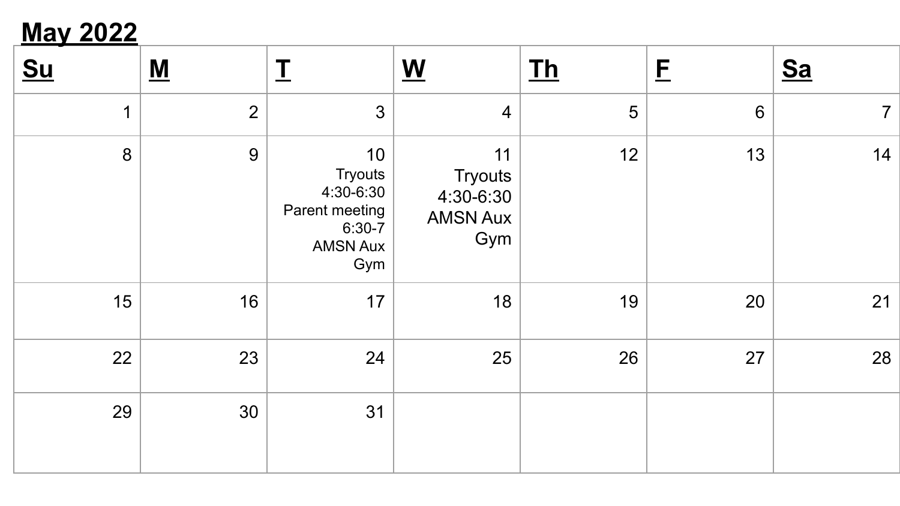## May 2022

| Su | M | T | W | Th | F | Sa |
|---|---|---|---|---|---|---|
| 1 | 2 | 3 | 4 | 5 | 6 | 7 |
| 8 | 9 | 10<br>Tryouts<br>4:30-6:30<br>Parent meeting<br>6:30-7<br>AMSN Aux<br>Gym | 11<br>Tryouts<br>4:30-6:30<br>AMSN Aux<br>Gym | 12 | 13 | 14 |
| 15 | 16 | 17 | 18 | 19 | 20 | 21 |
| 22 | 23 | 24 | 25 | 26 | 27 | 28 |
| 29 | 30 | 31 | | | | |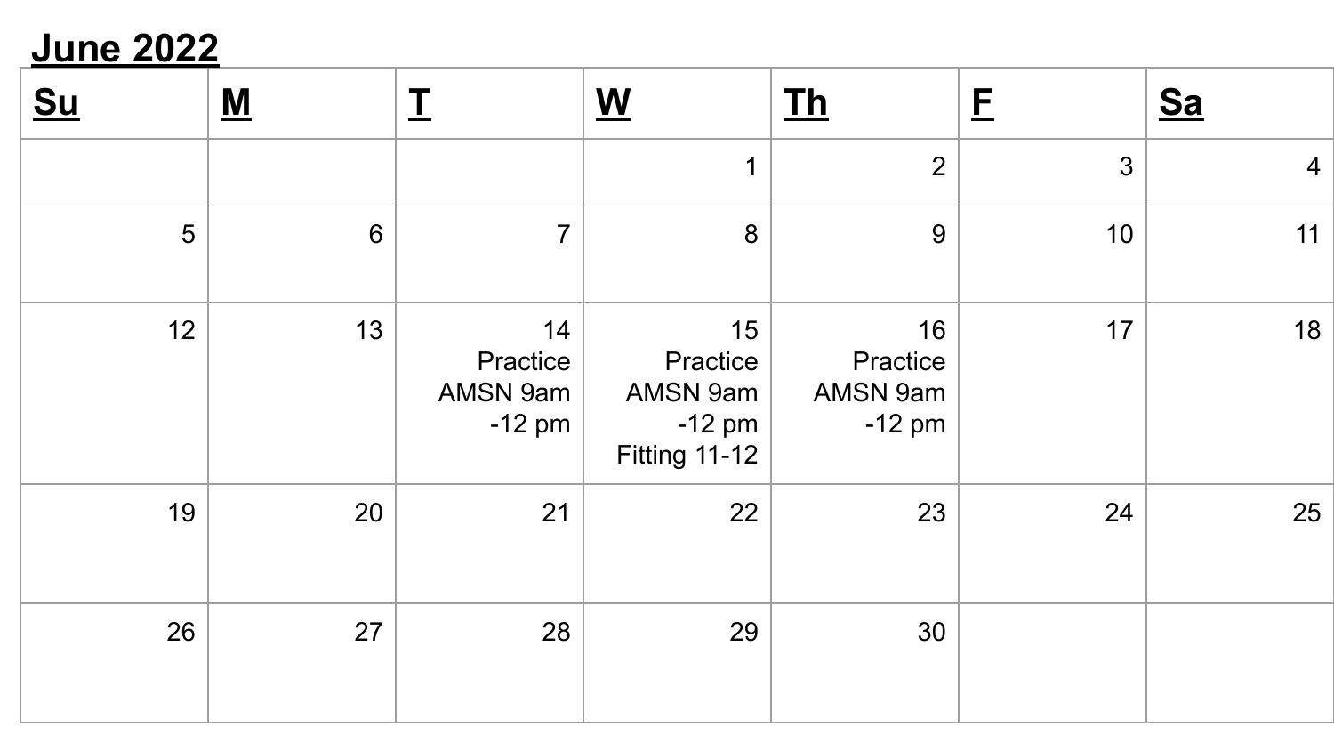**June 2022**

| **Su** | **M** | **T** | **W** | **Th** | **F** | **Sa** |
|---|---|---|---|---|---|---|
| | | | 1 | 2 | 3 | 4 |
| 5 | 6 | 7 | 8 | 9 | 10 | 11 |
| 12 | 13 | 14 Practice AMSN 9am -12 pm | 15 Practice AMSN 9am -12 pm Fitting 11-12 | 16 Practice AMSN 9am -12 pm | 17 | 18 |
| 19 | 20 | 21 | 22 | 23 | 24 | 25 |
| 26 | 27 | 28 | 29 | 30 | | |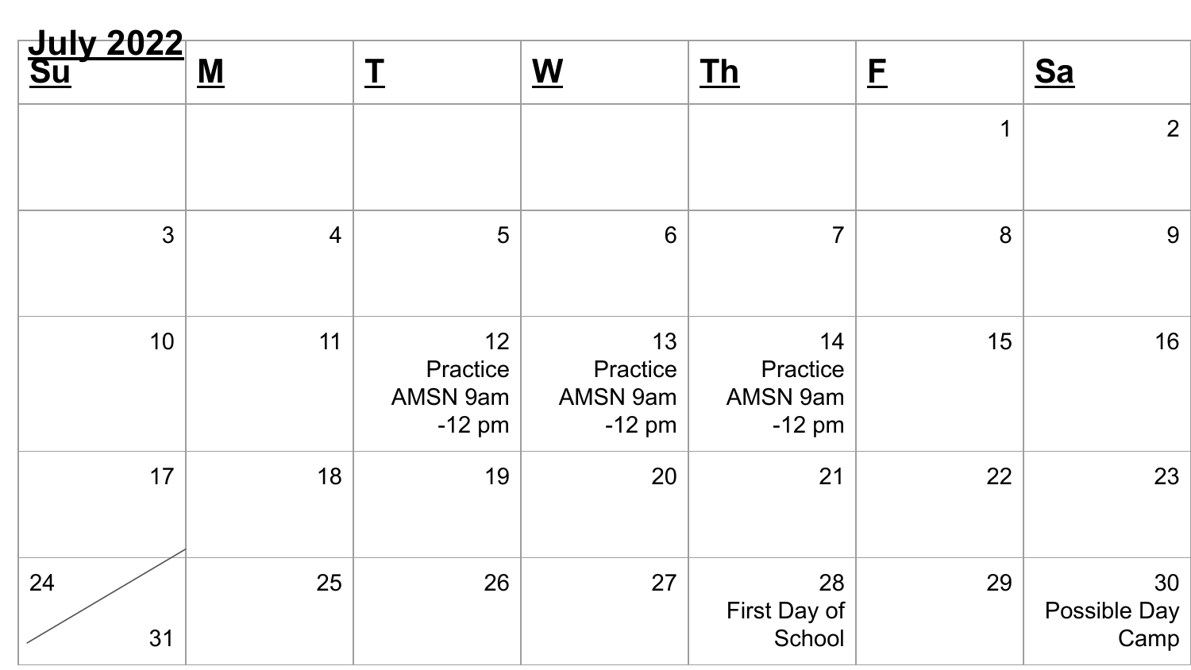## July 2022

| Su | M | T | W | Th | F | Sa |
|---|---|---|---|---|---|---|
| | | | | | 1 | 2 |
| 3 | 4 | 5 | 6 | 7 | 8 | 9 |
| 10 | 11 | 12 Practice AMSN 9am -12 pm | 13 Practice AMSN 9am -12 pm | 14 Practice AMSN 9am -12 pm | 15 | 16 |
| 17 | 18 | 19 | 20 | 21 | 22 | 23 |
| 24 / 31 | 25 | 26 | 27 | 28 First Day of School | 29 | 30 Possible Day Camp |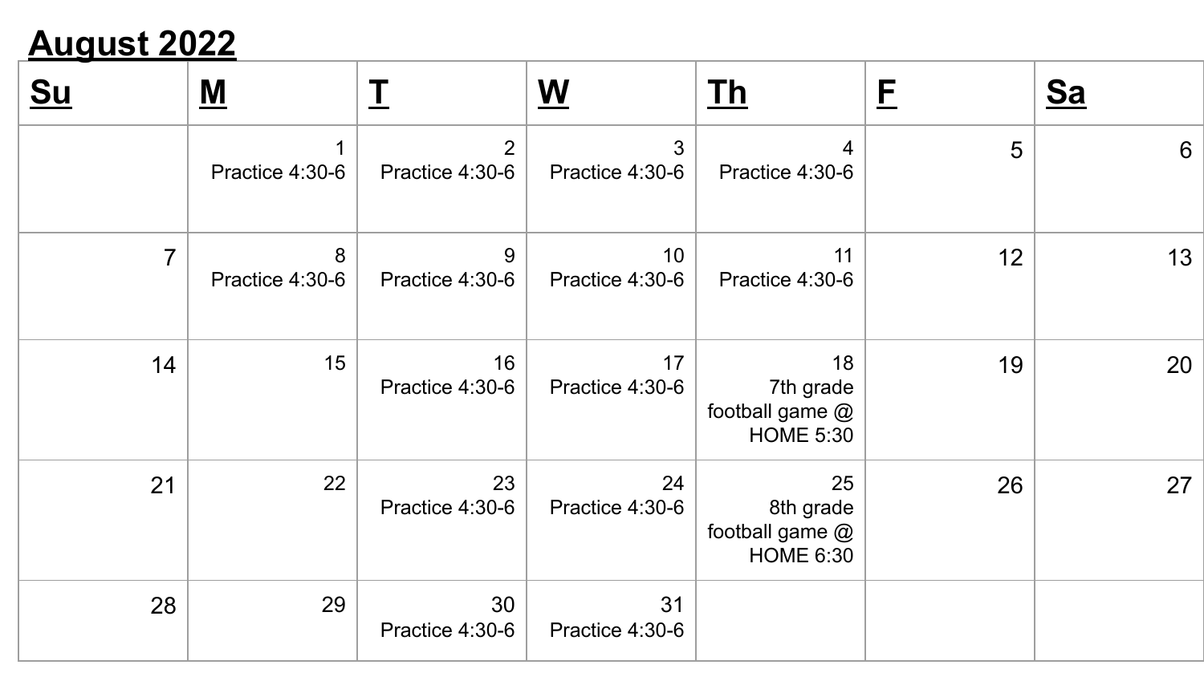# August 2022

| Su | M | T | W | Th | F | Sa |
|---|---|---|---|---|---|---|
| | 1 Practice 4:30-6 | 2 Practice 4:30-6 | 3 Practice 4:30-6 | 4 Practice 4:30-6 | 5 | 6 |
| 7 | 8 Practice 4:30-6 | 9 Practice 4:30-6 | 10 Practice 4:30-6 | 11 Practice 4:30-6 | 12 | 13 |
| 14 | 15 | 16 Practice 4:30-6 | 17 Practice 4:30-6 | 18 7th grade football game @ HOME 5:30 | 19 | 20 |
| 21 | 22 | 23 Practice 4:30-6 | 24 Practice 4:30-6 | 25 8th grade football game @ HOME 6:30 | 26 | 27 |
| 28 | 29 | 30 Practice 4:30-6 | 31 Practice 4:30-6 | | | |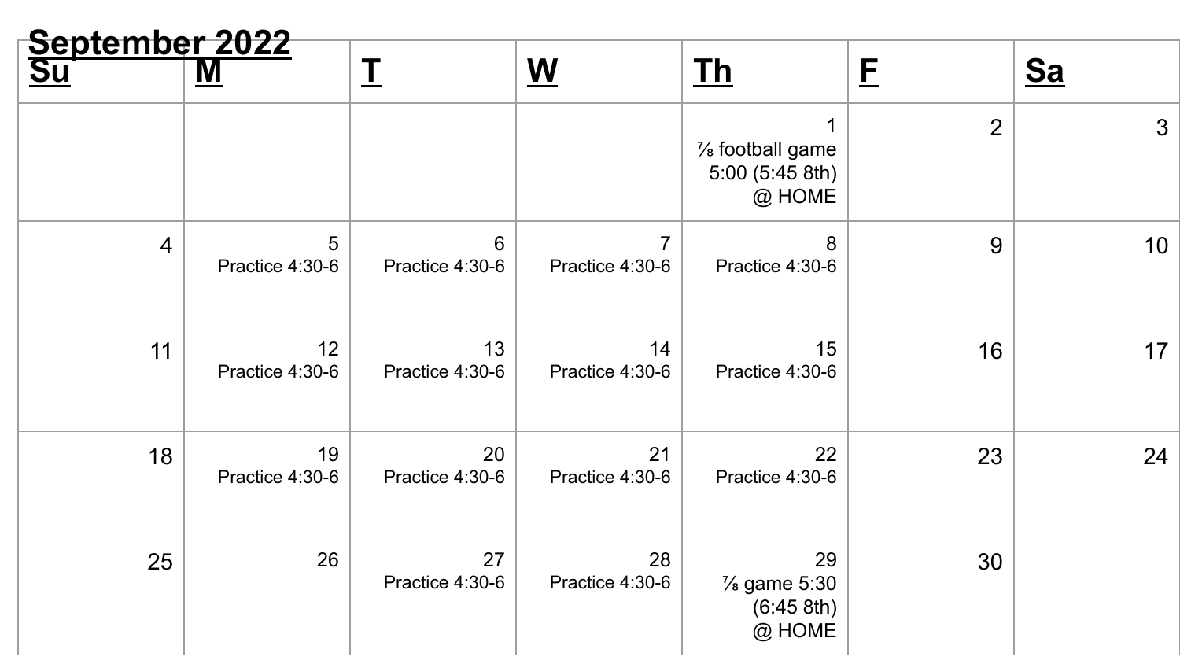# September 2022

| Su | M | T | W | Th | F | Sa |
| --- | --- | --- | --- | --- | --- | --- |
| | | | | 1 ⅞ football game 5:00 (5:45 8th) @ HOME | 2 | 3 |
| 4 | 5 Practice 4:30-6 | 6 Practice 4:30-6 | 7 Practice 4:30-6 | 8 Practice 4:30-6 | 9 | 10 |
| 11 | 12 Practice 4:30-6 | 13 Practice 4:30-6 | 14 Practice 4:30-6 | 15 Practice 4:30-6 | 16 | 17 |
| 18 | 19 Practice 4:30-6 | 20 Practice 4:30-6 | 21 Practice 4:30-6 | 22 Practice 4:30-6 | 23 | 24 |
| 25 | 26 | 27 Practice 4:30-6 | 28 Practice 4:30-6 | 29 ⅞ game 5:30 (6:45 8th) @ HOME | 30 | |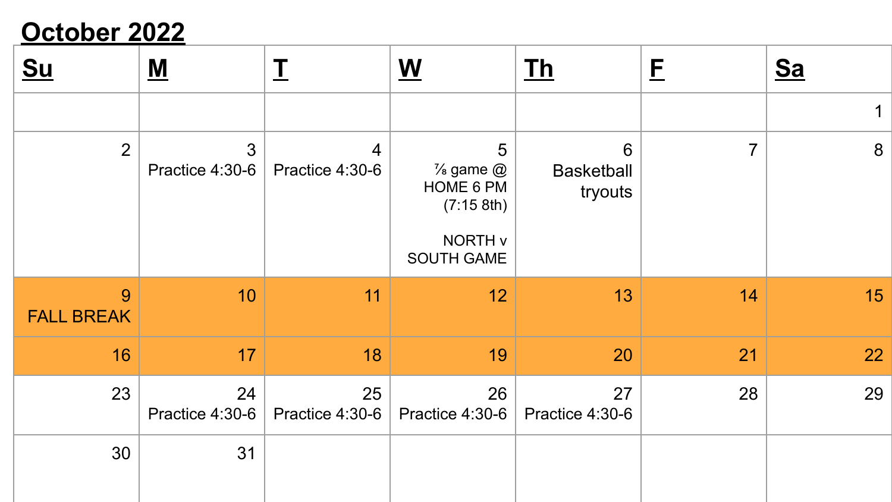# October 2022

| Su | M | T | W | Th | F | Sa |
|---|---|---|---|---|---|---|
| | | | | | | 1 |
| 2 | 3 Practice 4:30-6 | 4 Practice 4:30-6 | 5 ⅞ game @ HOME 6 PM (7:15 8th) NORTH v SOUTH GAME | 6 Basketball tryouts | 7 | 8 |
| 9 FALL BREAK | 10 | 11 | 12 | 13 | 14 | 15 |
| 16 | 17 | 18 | 19 | 20 | 21 | 22 |
| 23 | 24 Practice 4:30-6 | 25 Practice 4:30-6 | 26 Practice 4:30-6 | 27 Practice 4:30-6 | 28 | 29 |
| 30 | 31 | | | | | |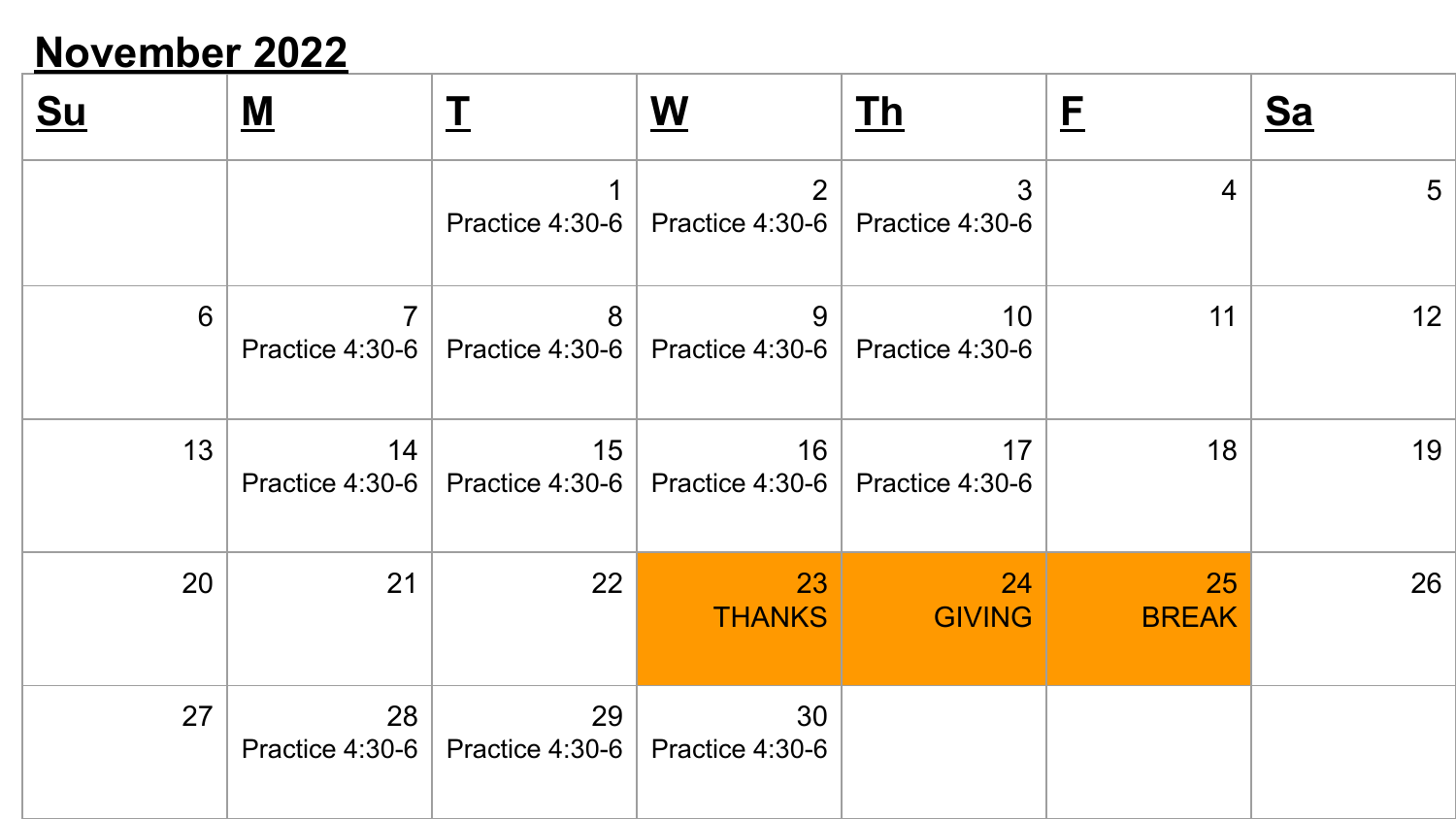## November 2022

| Su | M | T | W | Th | F | Sa |
|---|---|---|---|---|---|---|
| | | 1 Practice 4:30-6 | 2 Practice 4:30-6 | 3 Practice 4:30-6 | 4 | 5 |
| 6 | 7 Practice 4:30-6 | 8 Practice 4:30-6 | 9 Practice 4:30-6 | 10 Practice 4:30-6 | 11 | 12 |
| 13 | 14 Practice 4:30-6 | 15 Practice 4:30-6 | 16 Practice 4:30-6 | 17 Practice 4:30-6 | 18 | 19 |
| 20 | 21 | 22 | 23 THANKS | 24 GIVING | 25 BREAK | 26 |
| 27 | 28 Practice 4:30-6 | 29 Practice 4:30-6 | 30 Practice 4:30-6 | | | |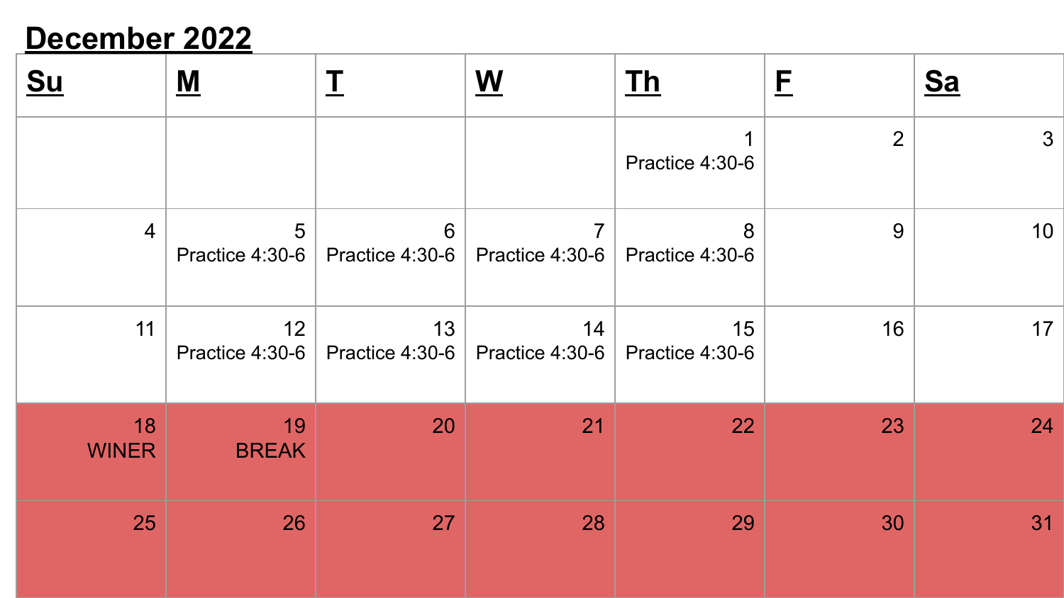## December 2022

| Su | M | T | W | Th | F | Sa |
|---|---|---|---|---|---|---|
| | | | | 1 Practice 4:30-6 | 2 | 3 |
| 4 | 5 Practice 4:30-6 | 6 Practice 4:30-6 | 7 Practice 4:30-6 | 8 Practice 4:30-6 | 9 | 10 |
| 11 | 12 Practice 4:30-6 | 13 Practice 4:30-6 | 14 Practice 4:30-6 | 15 Practice 4:30-6 | 16 | 17 |
| 18 WINER | 19 BREAK | 20 | 21 | 22 | 23 | 24 |
| 25 | 26 | 27 | 28 | 29 | 30 | 31 |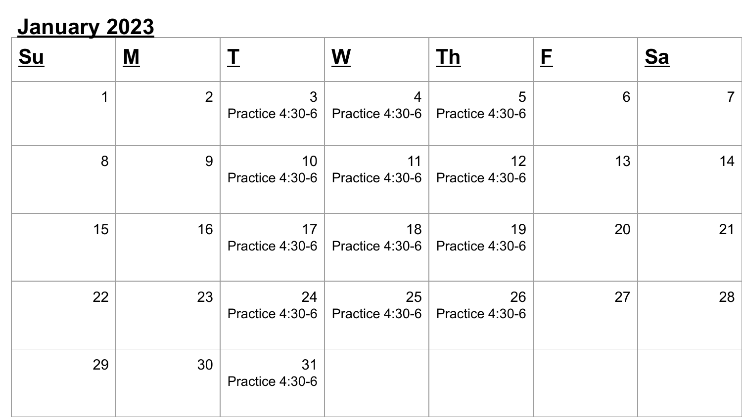**January 2023**

| **Su** | **M** | **T** | **W** | **Th** | **F** | **Sa** |
|---|---|---|---|---|---|---|
| 1 | 2 | 3 Practice 4:30-6 | 4 Practice 4:30-6 | 5 Practice 4:30-6 | 6 | 7 |
| 8 | 9 | 10 Practice 4:30-6 | 11 Practice 4:30-6 | 12 Practice 4:30-6 | 13 | 14 |
| 15 | 16 | 17 Practice 4:30-6 | 18 Practice 4:30-6 | 19 Practice 4:30-6 | 20 | 21 |
| 22 | 23 | 24 Practice 4:30-6 | 25 Practice 4:30-6 | 26 Practice 4:30-6 | 27 | 28 |
| 29 | 30 | 31 Practice 4:30-6 | | | | |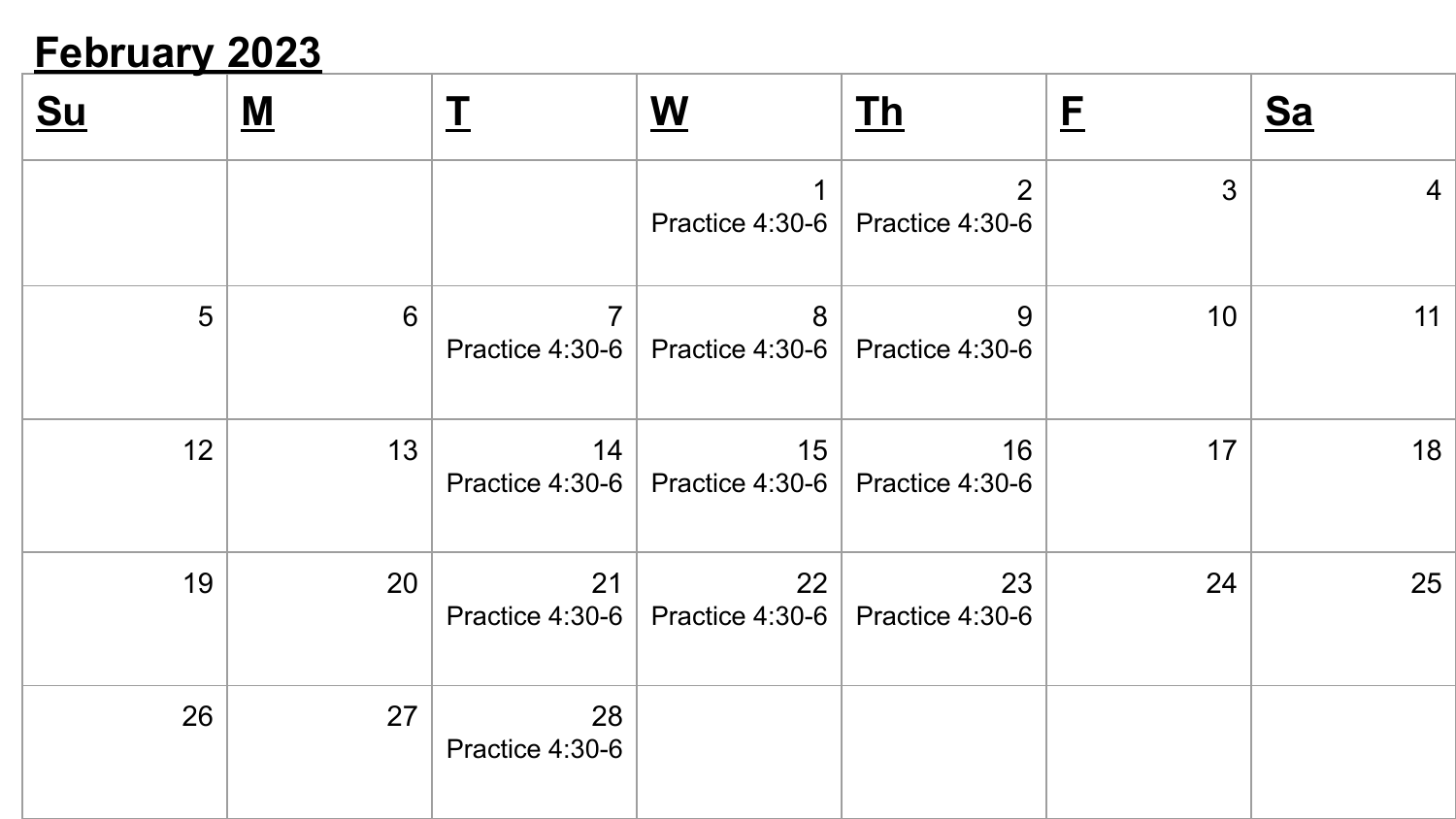## February 2023

| Su | M | T | W | Th | F | Sa |
|---|---|---|---|---|---|---|
| | | | 1 Practice 4:30-6 | 2 Practice 4:30-6 | 3 | 4 |
| 5 | 6 | 7 Practice 4:30-6 | 8 Practice 4:30-6 | 9 Practice 4:30-6 | 10 | 11 |
| 12 | 13 | 14 Practice 4:30-6 | 15 Practice 4:30-6 | 16 Practice 4:30-6 | 17 | 18 |
| 19 | 20 | 21 Practice 4:30-6 | 22 Practice 4:30-6 | 23 Practice 4:30-6 | 24 | 25 |
| 26 | 27 | 28 Practice 4:30-6 | | | | |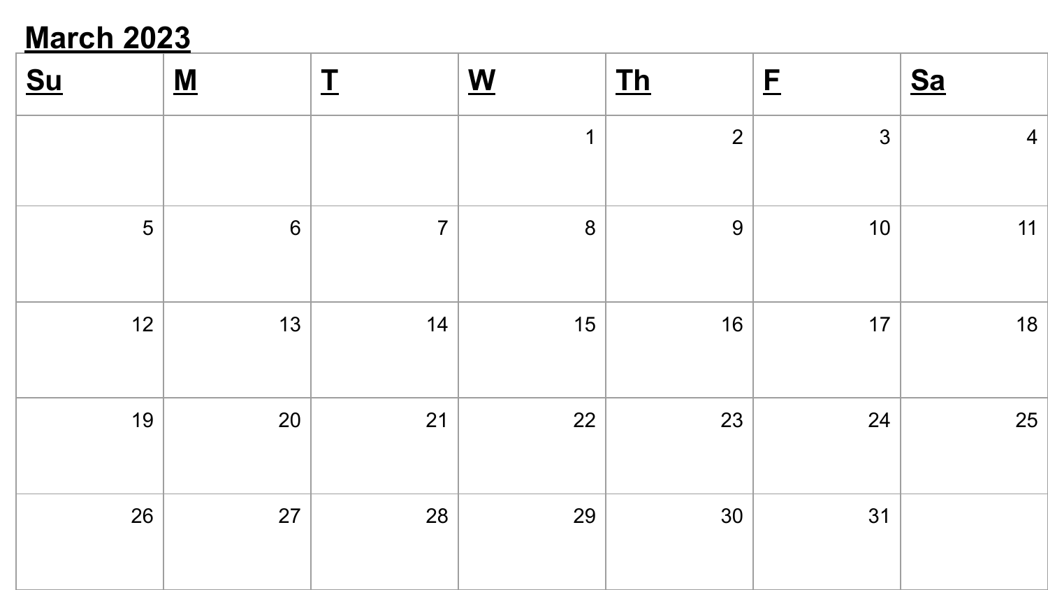**March 2023**

| **Su** | **M** | **T** | **W** | **Th** | **F** | **Sa** |
|---|---|---|---|---|---|---|
| | | | 1 | 2 | 3 | 4 |
| 5 | 6 | 7 | 8 | 9 | 10 | 11 |
| 12 | 13 | 14 | 15 | 16 | 17 | 18 |
| 19 | 20 | 21 | 22 | 23 | 24 | 25 |
| 26 | 27 | 28 | 29 | 30 | 31 | |